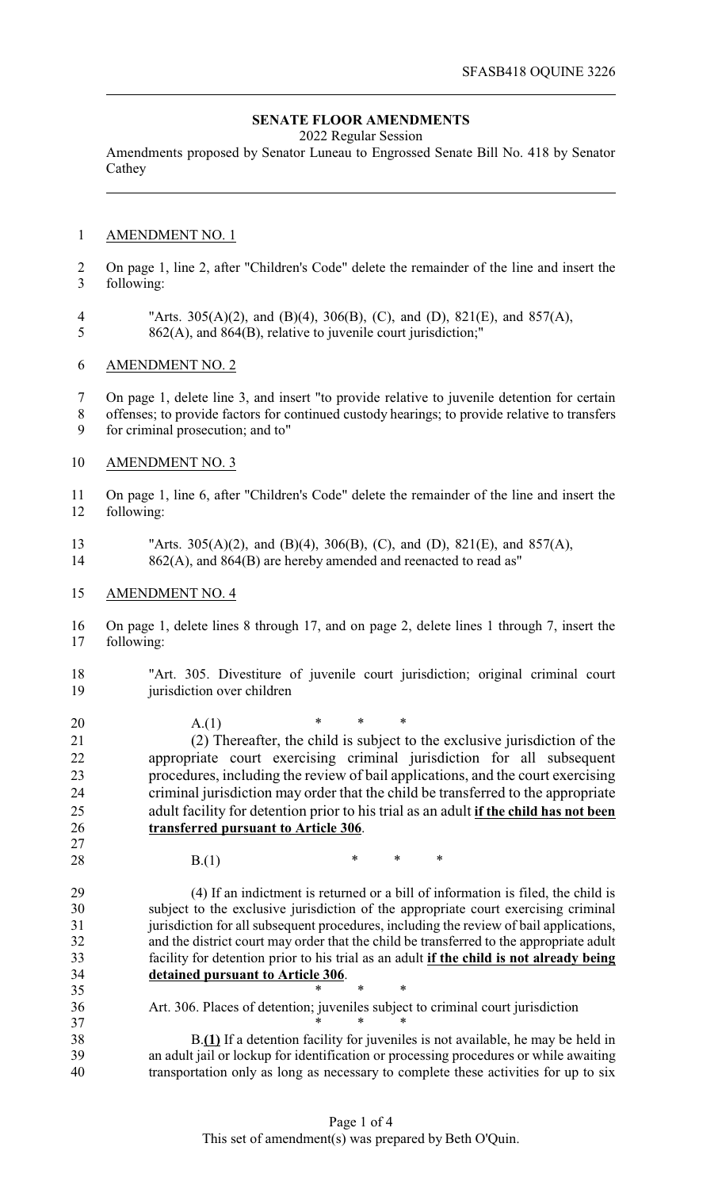SFASB418 OQUINE 3226

**SENATE FLOOR AMENDMENTS**

2022 Regular Session

Amendments proposed by Senator Luneau to Engrossed Senate Bill No. 418 by Senator Cathey

AMENDMENT NO. 1

On page 1, line 2, after "Children's Code" delete the remainder of the line and insert the following:

"Arts. 305(A)(2), and (B)(4), 306(B), (C), and (D), 821(E), and 857(A), 862(A), and 864(B), relative to juvenile court jurisdiction;"

AMENDMENT NO. 2

On page 1, delete line 3, and insert "to provide relative to juvenile detention for certain offenses; to provide factors for continued custody hearings; to provide relative to transfers for criminal prosecution; and to"

AMENDMENT NO. 3

On page 1, line 6, after "Children's Code" delete the remainder of the line and insert the following:

"Arts. 305(A)(2), and (B)(4), 306(B), (C), and (D), 821(E), and 857(A), 862(A), and 864(B) are hereby amended and reenacted to read as"

AMENDMENT NO. 4

On page 1, delete lines 8 through 17, and on page 2, delete lines 1 through 7, insert the following:

"Art. 305. Divestiture of juvenile court jurisdiction; original criminal court jurisdiction over children

A.(1) * * *

(2) Thereafter, the child is subject to the exclusive jurisdiction of the appropriate court exercising criminal jurisdiction for all subsequent procedures, including the review of bail applications, and the court exercising criminal jurisdiction may order that the child be transferred to the appropriate adult facility for detention prior to his trial as an adult **if the child has not been transferred pursuant to Article 306**.

B.(1) * * *

(4) If an indictment is returned or a bill of information is filed, the child is subject to the exclusive jurisdiction of the appropriate court exercising criminal jurisdiction for all subsequent procedures, including the review of bail applications, and the district court may order that the child be transferred to the appropriate adult facility for detention prior to his trial as an adult **if the child is not already being detained pursuant to Article 306**.

\* * *

Art. 306. Places of detention; juveniles subject to criminal court jurisdiction

\* * *

B.**(1)** If a detention facility for juveniles is not available, he may be held in an adult jail or lockup for identification or processing procedures or while awaiting transportation only as long as necessary to complete these activities for up to six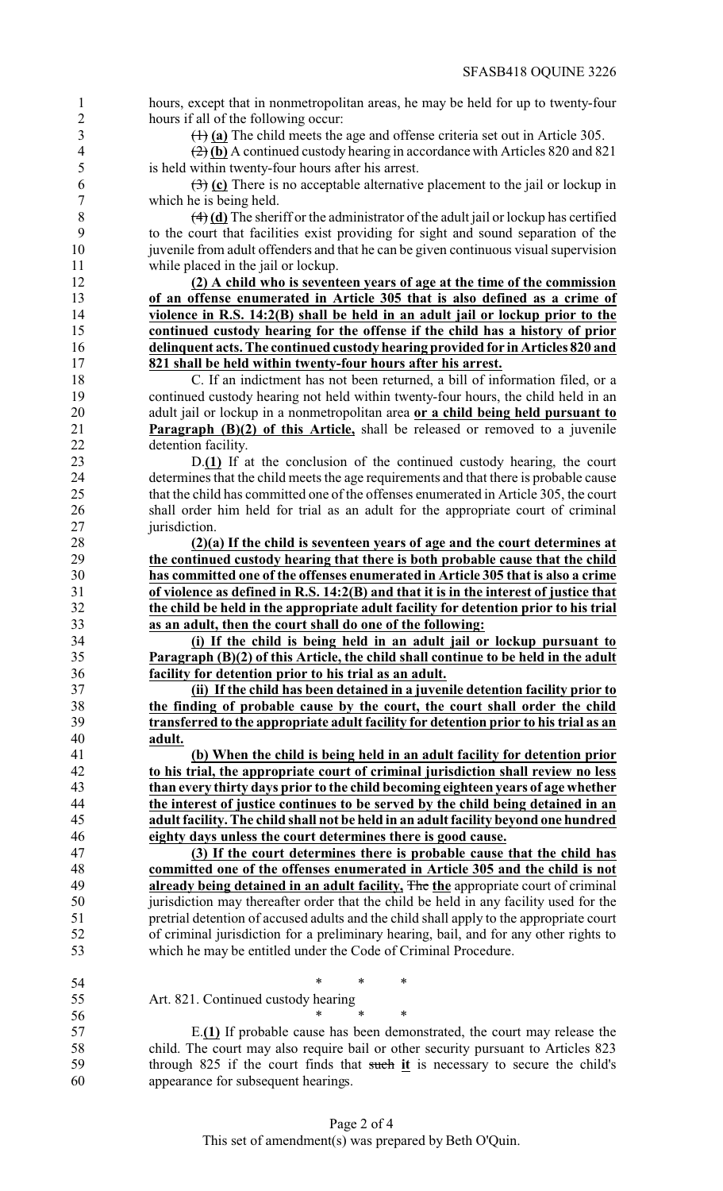hours, except that in nonmetropolitan areas, he may be held for up to twenty-four hours if all of the following occur:

~~(1)~~ **(a)** The child meets the age and offense criteria set out in Article 305.

~~(2)~~ **(b)** A continued custody hearing in accordance with Articles 820 and 821 is held within twenty-four hours after his arrest.

~~(3)~~ **(c)** There is no acceptable alternative placement to the jail or lockup in which he is being held.

~~(4)~~ **(d)** The sheriff or the administrator of the adult jail or lockup has certified to the court that facilities exist providing for sight and sound separation of the juvenile from adult offenders and that he can be given continuous visual supervision while placed in the jail or lockup.

**(2) A child who is seventeen years of age at the time of the commission of an offense enumerated in Article 305 that is also defined as a crime of violence in R.S. 14:2(B) shall be held in an adult jail or lockup prior to the continued custody hearing for the offense if the child has a history of prior delinquent acts. The continued custody hearing provided for in Articles 820 and 821 shall be held within twenty-four hours after his arrest.**

C. If an indictment has not been returned, a bill of information filed, or a continued custody hearing not held within twenty-four hours, the child held in an adult jail or lockup in a nonmetropolitan area **or a child being held pursuant to Paragraph (B)(2) of this Article,** shall be released or removed to a juvenile detention facility.

D.**(1)** If at the conclusion of the continued custody hearing, the court determines that the child meets the age requirements and that there is probable cause that the child has committed one of the offenses enumerated in Article 305, the court shall order him held for trial as an adult for the appropriate court of criminal jurisdiction.

**(2)(a) If the child is seventeen years of age and the court determines at the continued custody hearing that there is both probable cause that the child has committed one of the offenses enumerated in Article 305 that is also a crime of violence as defined in R.S. 14:2(B) and that it is in the interest of justice that the child be held in the appropriate adult facility for detention prior to his trial as an adult, then the court shall do one of the following:**

**(i) If the child is being held in an adult jail or lockup pursuant to Paragraph (B)(2) of this Article, the child shall continue to be held in the adult facility for detention prior to his trial as an adult.**

**(ii) If the child has been detained in a juvenile detention facility prior to the finding of probable cause by the court, the court shall order the child transferred to the appropriate adult facility for detention prior to his trial as an adult.**

**(b) When the child is being held in an adult facility for detention prior to his trial, the appropriate court of criminal jurisdiction shall review no less than every thirty days prior to the child becoming eighteen years of age whether the interest of justice continues to be served by the child being detained in an adult facility. The child shall not be held in an adult facility beyond one hundred eighty days unless the court determines there is good cause.**

**(3) If the court determines there is probable cause that the child has committed one of the offenses enumerated in Article 305 and the child is not already being detained in an adult facility,** ~~The~~ **the** appropriate court of criminal jurisdiction may thereafter order that the child be held in any facility used for the pretrial detention of accused adults and the child shall apply to the appropriate court of criminal jurisdiction for a preliminary hearing, bail, and for any other rights to which he may be entitled under the Code of Criminal Procedure.

\* \* \*

Art. 821. Continued custody hearing

\* \* \*

E.**(1)** If probable cause has been demonstrated, the court may release the child. The court may also require bail or other security pursuant to Articles 823 through 825 if the court finds that ~~such~~ **it** is necessary to secure the child's appearance for subsequent hearings.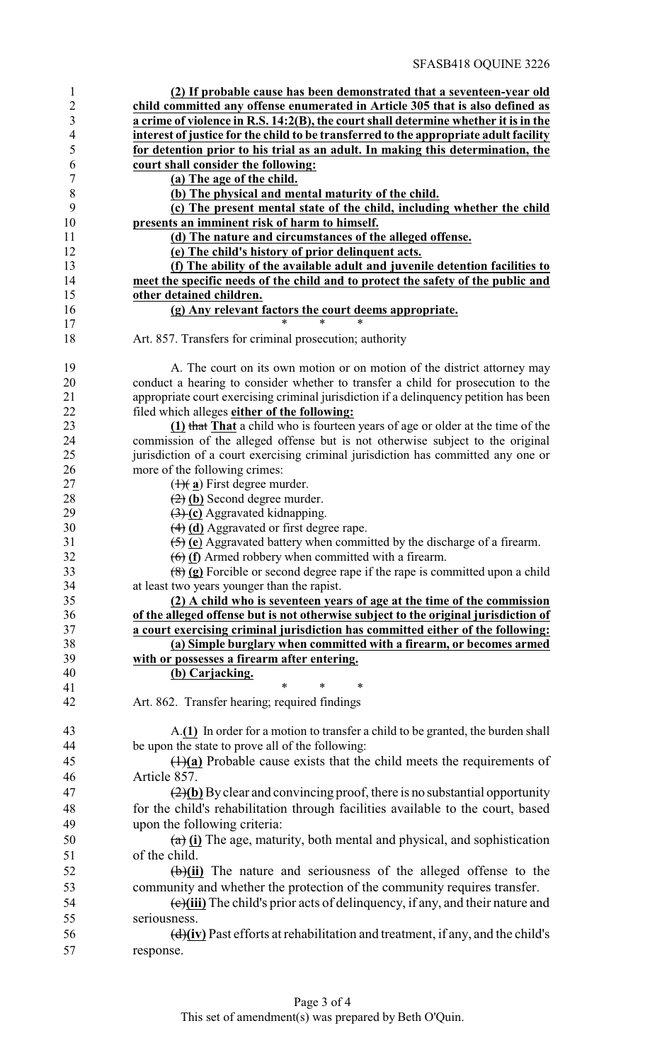**(2) If probable cause has been demonstrated that a seventeen-year old child committed any offense enumerated in Article 305 that is also defined as a crime of violence in R.S. 14:2(B), the court shall determine whether it is in the interest of justice for the child to be transferred to the appropriate adult facility for detention prior to his trial as an adult. In making this determination, the court shall consider the following:**

**(a) The age of the child.**

**(b) The physical and mental maturity of the child.**

**(c) The present mental state of the child, including whether the child presents an imminent risk of harm to himself.**

**(d) The nature and circumstances of the alleged offense.**

**(e) The child's history of prior delinquent acts.**

**(f) The ability of the available adult and juvenile detention facilities to meet the specific needs of the child and to protect the safety of the public and other detained children.**

**(g) Any relevant factors the court deems appropriate.**

\* \* \*

Art. 857. Transfers for criminal prosecution; authority

A. The court on its own motion or on motion of the district attorney may conduct a hearing to consider whether to transfer a child for prosecution to the appropriate court exercising criminal jurisdiction if a delinquency petition has been filed which alleges **either of the following:**

**(1)** ~~that~~ **That** a child who is fourteen years of age or older at the time of the commission of the alleged offense but is not otherwise subject to the original jurisdiction of a court exercising criminal jurisdiction has committed any one or more of the following crimes:

~~(1)~~ **(a)** First degree murder.

~~(2)~~ **(b)** Second degree murder.

~~(3)~~ **(c)** Aggravated kidnapping.

~~(4)~~ **(d)** Aggravated or first degree rape.

~~(5)~~ **(e)** Aggravated battery when committed by the discharge of a firearm.

~~(6)~~ **(f)** Armed robbery when committed with a firearm.

~~(8)~~ **(g)** Forcible or second degree rape if the rape is committed upon a child at least two years younger than the rapist.

**(2) A child who is seventeen years of age at the time of the commission of the alleged offense but is not otherwise subject to the original jurisdiction of a court exercising criminal jurisdiction has committed either of the following:**

**(a) Simple burglary when committed with a firearm, or becomes armed with or possesses a firearm after entering.**

**(b) Carjacking.**

\* \* \*

Art. 862. Transfer hearing; required findings

A.**(1)** In order for a motion to transfer a child to be granted, the burden shall be upon the state to prove all of the following:

~~(1)~~**(a)** Probable cause exists that the child meets the requirements of Article 857.

~~(2)~~**(b)** By clear and convincing proof, there is no substantial opportunity for the child's rehabilitation through facilities available to the court, based upon the following criteria:

~~(a)~~ **(i)** The age, maturity, both mental and physical, and sophistication of the child.

~~(b)~~**(ii)** The nature and seriousness of the alleged offense to the community and whether the protection of the community requires transfer.

~~(c)~~**(iii)** The child's prior acts of delinquency, if any, and their nature and seriousness.

~~(d)~~**(iv)** Past efforts at rehabilitation and treatment, if any, and the child's response.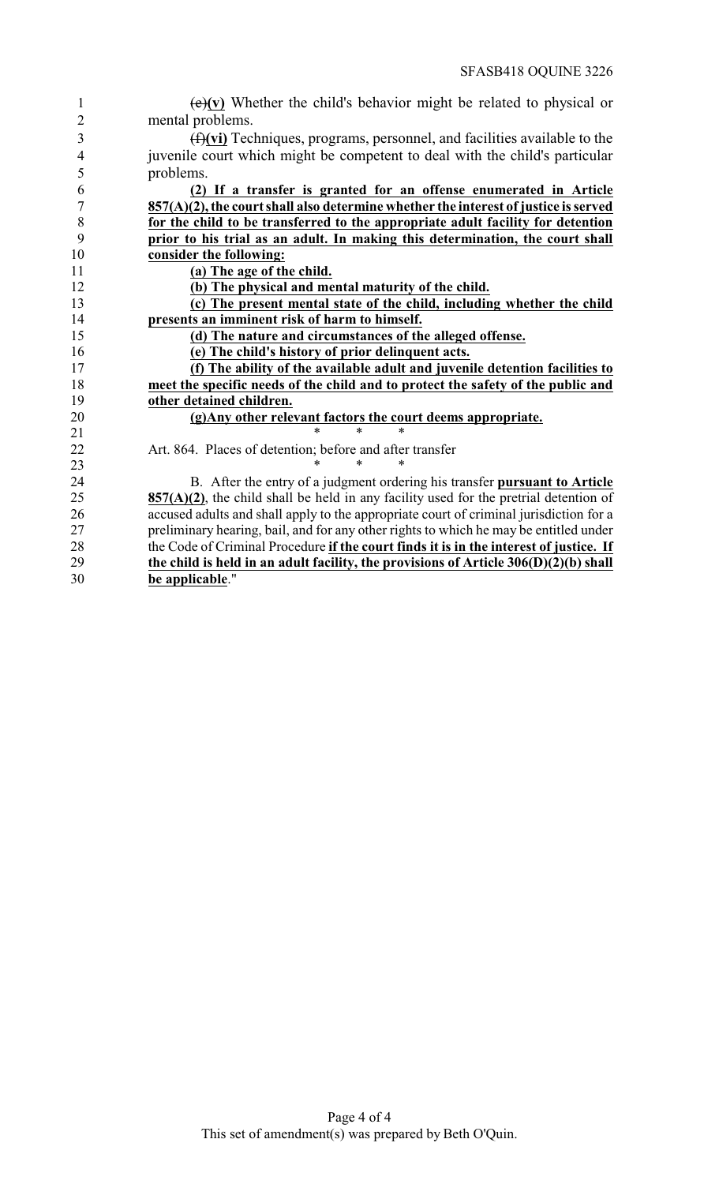~~(e)~~**(v)** Whether the child's behavior might be related to physical or mental problems.

~~(f)~~**(vi)** Techniques, programs, personnel, and facilities available to the juvenile court which might be competent to deal with the child's particular problems.

**(2) If a transfer is granted for an offense enumerated in Article 857(A)(2), the court shall also determine whether the interest of justice is served for the child to be transferred to the appropriate adult facility for detention prior to his trial as an adult. In making this determination, the court shall consider the following:**

**(a) The age of the child.**

**(b) The physical and mental maturity of the child.**

**(c) The present mental state of the child, including whether the child presents an imminent risk of harm to himself.**

**(d) The nature and circumstances of the alleged offense.**

**(e) The child's history of prior delinquent acts.**

**(f) The ability of the available adult and juvenile detention facilities to meet the specific needs of the child and to protect the safety of the public and other detained children.**

**(g)Any other relevant factors the court deems appropriate.**

\* \* \*

Art. 864. Places of detention; before and after transfer

\* \* \*

B. After the entry of a judgment ordering his transfer **pursuant to Article 857(A)(2)**, the child shall be held in any facility used for the pretrial detention of accused adults and shall apply to the appropriate court of criminal jurisdiction for a preliminary hearing, bail, and for any other rights to which he may be entitled under the Code of Criminal Procedure **if the court finds it is in the interest of justice. If the child is held in an adult facility, the provisions of Article 306(D)(2)(b) shall be applicable**."

This set of amendment(s) was prepared by Beth O'Quin.